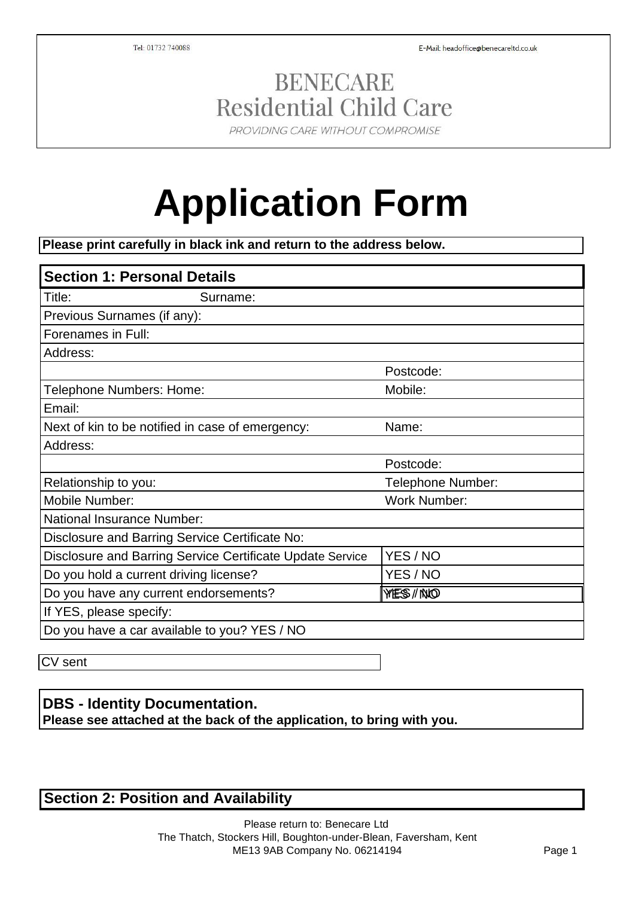Tel: 01732 740088 E-Mail: headoffice@benecareltd.co.uk

BENECARE
Residential Child Care
PROVIDING CARE WITHOUT COMPROMISE

# Application Form

**Please print carefully in black ink and return to the address below.**

| **Section 1: Personal Details** | |
|---|---|
| Title: Surname: | |
| Previous Surnames (if any): | |
| Forenames in Full: | |
| Address: | |
| | Postcode: |
| Telephone Numbers: Home: | Mobile: |
| Email: | |
| Next of kin to be notified in case of emergency: | Name: |
| Address: | |
| | Postcode: |
| Relationship to you: | Telephone Number: |
| Mobile Number: | Work Number: |
| National Insurance Number: | |
| Disclosure and Barring Service Certificate No: | |
| Disclosure and Barring Service Certificate Update Service | YES / NO |
| Do you hold a current driving license? | YES / NO |
| Do you have any current endorsements? | YES / NO |
| If YES, please specify: | |
| Do you have a car available to you? YES / NO | |

| CV sent |
|---|

**DBS - Identity Documentation.**
**Please see attached at the back of the application, to bring with you.**

## Section 2: Position and Availability

Please return to: Benecare Ltd
The Thatch, Stockers Hill, Boughton-under-Blean, Faversham, Kent
ME13 9AB Company No. 06214194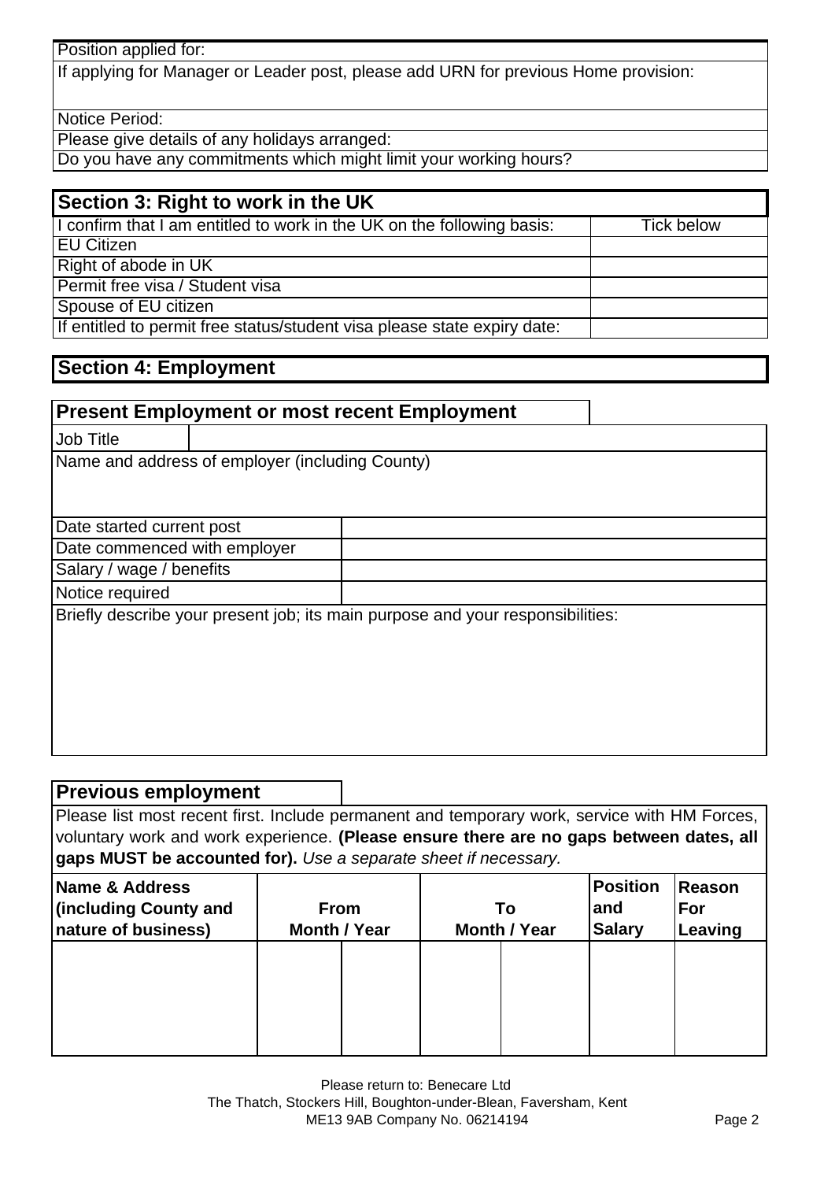| Position applied for: |
|---|
| If applying for Manager or Leader post, please add URN for previous Home provision: |
| Notice Period: |
| Please give details of any holidays arranged: |
| Do you have any commitments which might limit your working hours? |

## Section 3: Right to work in the UK

| I confirm that I am entitled to work in the UK on the following basis: | Tick below |
|---|---|
| EU Citizen | |
| Right of abode in UK | |
| Permit free visa / Student visa | |
| Spouse of EU citizen | |
| If entitled to permit free status/student visa please state expiry date: | |

## Section 4: Employment

### Present Employment or most recent Employment

| Job Title | |
|---|---|
| Name and address of employer (including County) | |
| Date started current post | |
| Date commenced with employer | |
| Salary / wage / benefits | |
| Notice required | |
| Briefly describe your present job; its main purpose and your responsibilities: | |

### Previous employment

Please list most recent first. Include permanent and temporary work, service with HM Forces, voluntary work and work experience. **(Please ensure there are no gaps between dates, all gaps MUST be accounted for).** *Use a separate sheet if necessary.*

| Name & Address (including County and nature of business) | From Month / Year | | To Month / Year | | Position and Salary | Reason For Leaving |
|---|---|---|---|---|---|---|
| | | | | | | |

Please return to: Benecare Ltd
The Thatch, Stockers Hill, Boughton-under-Blean, Faversham, Kent
ME13 9AB Company No. 06214194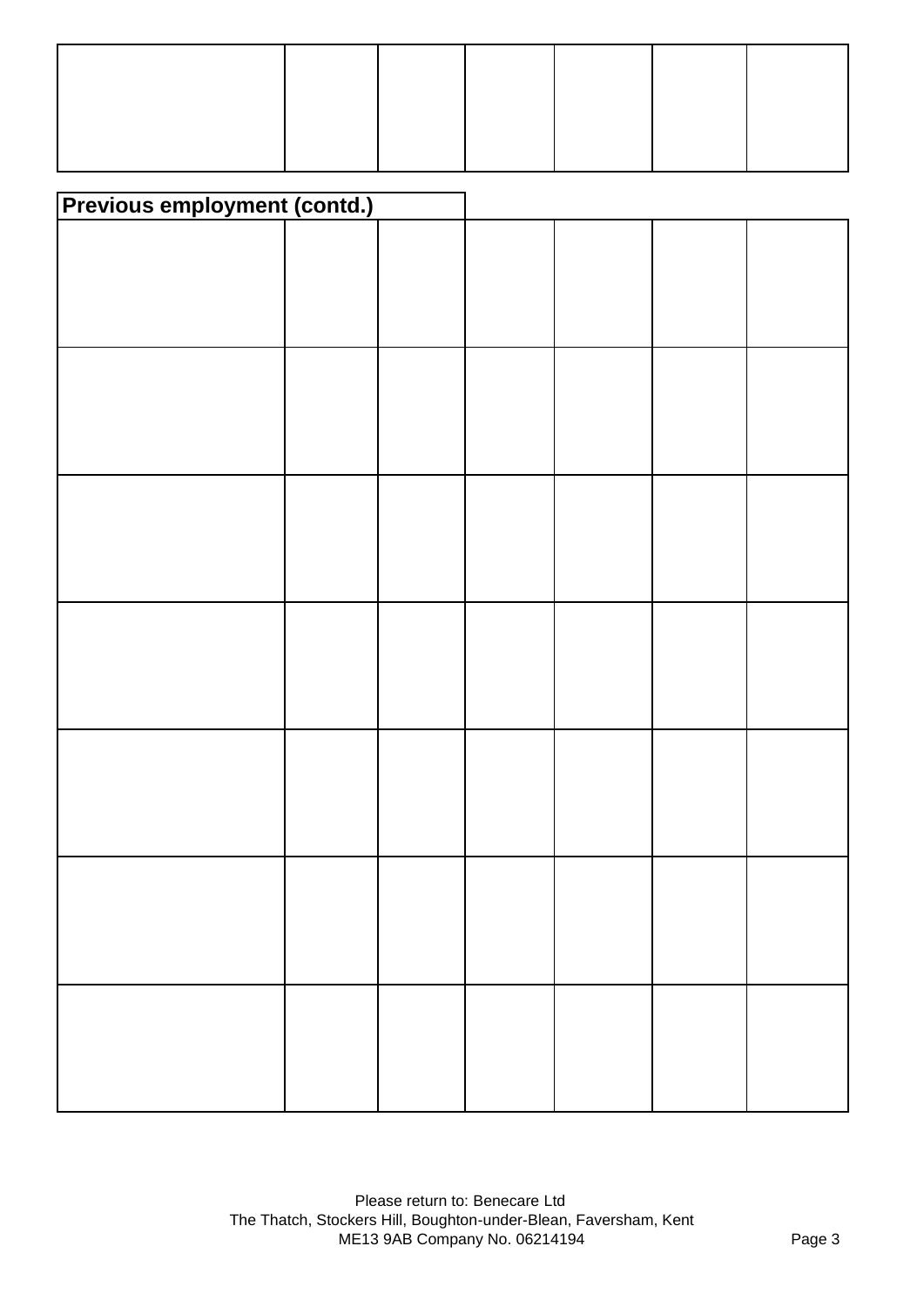| | | | | | | |
|---|---|---|---|---|---|---|
| | | | | | | |

**Previous employment (contd.)**

| | | | | | | |
|---|---|---|---|---|---|---|
| | | | | | | |
| | | | | | | |
| | | | | | | |
| | | | | | | |
| | | | | | | |
| | | | | | | |
| | | | | | | |

Please return to: Benecare Ltd
The Thatch, Stockers Hill, Boughton-under-Blean, Faversham, Kent
ME13 9AB Company No. 06214194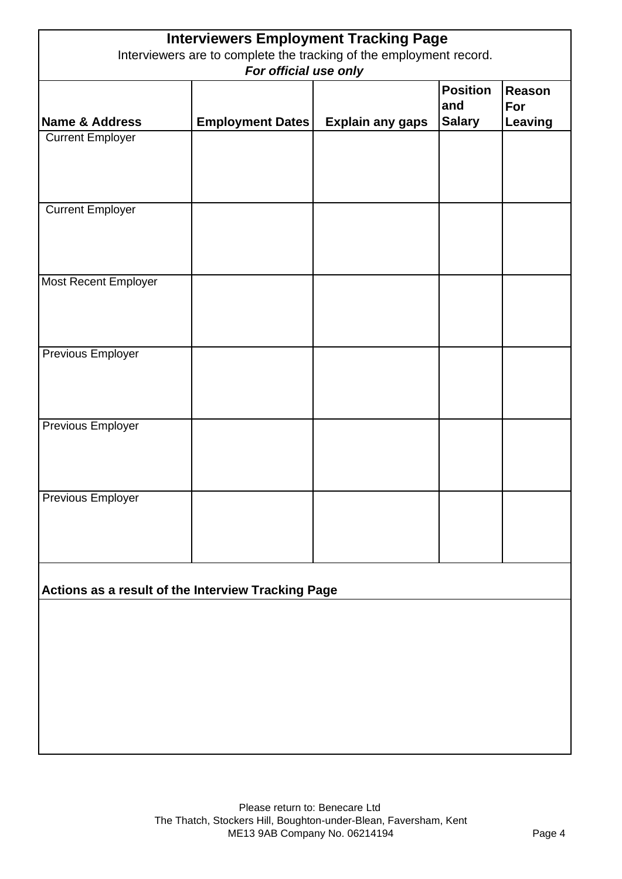# Interviewers Employment Tracking Page

Interviewers are to complete the tracking of the employment record.

***For official use only***

| Name & Address | Employment Dates | Explain any gaps | Position and Salary | Reason For Leaving |
|---|---|---|---|---|
| Current Employer | | | | |
| Current Employer | | | | |
| Most Recent Employer | | | | |
| Previous Employer | | | | |
| Previous Employer | | | | |
| Previous Employer | | | | |

**Actions as a result of the Interview Tracking Page**

Please return to: Benecare Ltd
The Thatch, Stockers Hill, Boughton-under-Blean, Faversham, Kent
ME13 9AB Company No. 06214194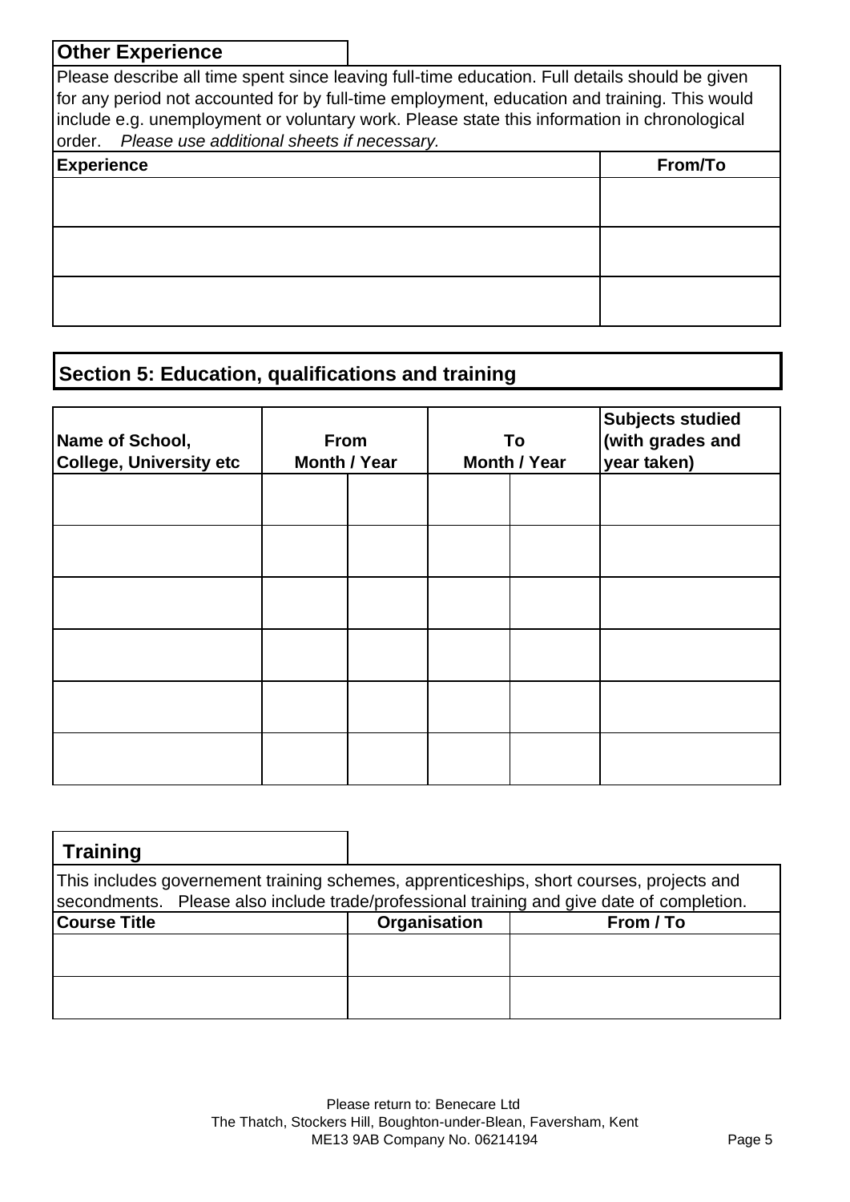## Other Experience

Please describe all time spent since leaving full-time education. Full details should be given for any period not accounted for by full-time employment, education and training. This would include e.g. unemployment or voluntary work. Please state this information in chronological order. *Please use additional sheets if necessary.*

| Experience | From/To |
|---|---|
| | |
| | |
| | |

## Section 5: Education, qualifications and training

| Name of School, College, University etc | From Month / Year | | To Month / Year | | Subjects studied (with grades and year taken) |
|---|---|---|---|---|---|
| | | | | | |
| | | | | | |
| | | | | | |
| | | | | | |
| | | | | | |
| | | | | | |

## Training

This includes governement training schemes, apprenticeships, short courses, projects and secondments. Please also include trade/professional training and give date of completion.

| Course Title | Organisation | From / To |
|---|---|---|
| | | |
| | | |

Please return to: Benecare Ltd
The Thatch, Stockers Hill, Boughton-under-Blean, Faversham, Kent
ME13 9AB Company No. 06214194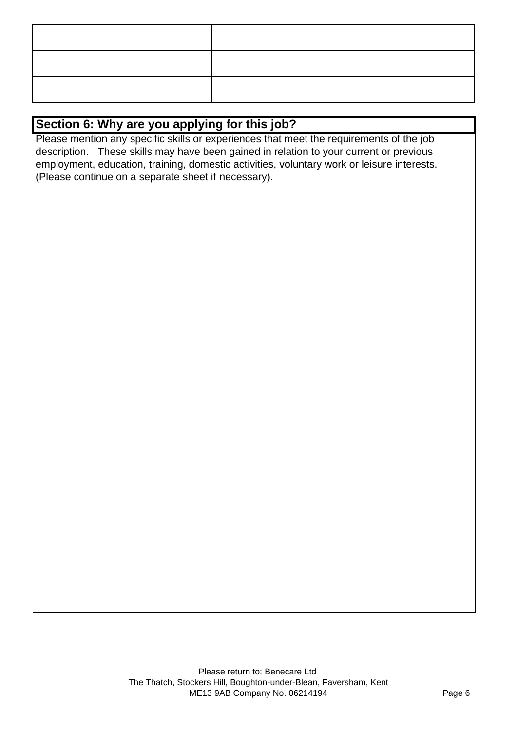| | | |
|---|---|---|
| | | |
| | | |
| | | |

## Section 6: Why are you applying for this job?

Please mention any specific skills or experiences that meet the requirements of the job description. These skills may have been gained in relation to your current or previous employment, education, training, domestic activities, voluntary work or leisure interests. (Please continue on a separate sheet if necessary).

Please return to: Benecare Ltd
The Thatch, Stockers Hill, Boughton-under-Blean, Faversham, Kent
ME13 9AB Company No. 06214194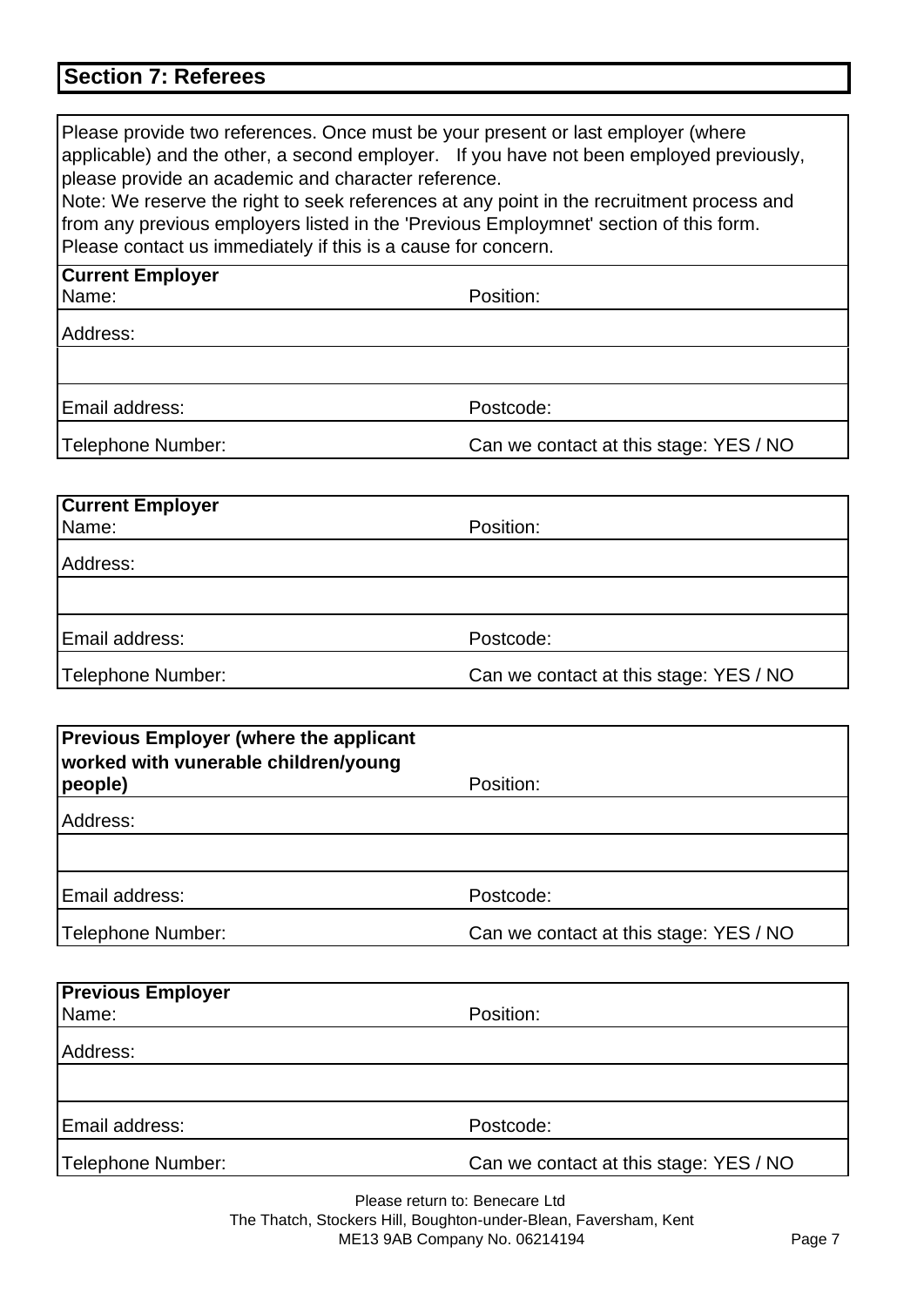## Section 7: Referees

Please provide two references. Once must be your present or last employer (where applicable) and the other, a second employer. If you have not been employed previously, please provide an academic and character reference.
Note: We reserve the right to seek references at any point in the recruitment process and from any previous employers listed in the 'Previous Employmnet' section of this form. Please contact us immediately if this is a cause for concern.

| **Current Employer**<br>Name: | Position: |
|---|---|
| Address: | |
| | |
| Email address: | Postcode: |
| Telephone Number: | Can we contact at this stage: YES / NO |

| **Current Employer**<br>Name: | Position: |
|---|---|
| Address: | |
| | |
| Email address: | Postcode: |
| Telephone Number: | Can we contact at this stage: YES / NO |

| **Previous Employer (where the applicant worked with vunerable children/young people)** | Position: |
|---|---|
| Address: | |
| | |
| Email address: | Postcode: |
| Telephone Number: | Can we contact at this stage: YES / NO |

| **Previous Employer**<br>Name: | Position: |
|---|---|
| Address: | |
| | |
| Email address: | Postcode: |
| Telephone Number: | Can we contact at this stage: YES / NO |

Please return to: Benecare Ltd
The Thatch, Stockers Hill, Boughton-under-Blean, Faversham, Kent
ME13 9AB Company No. 06214194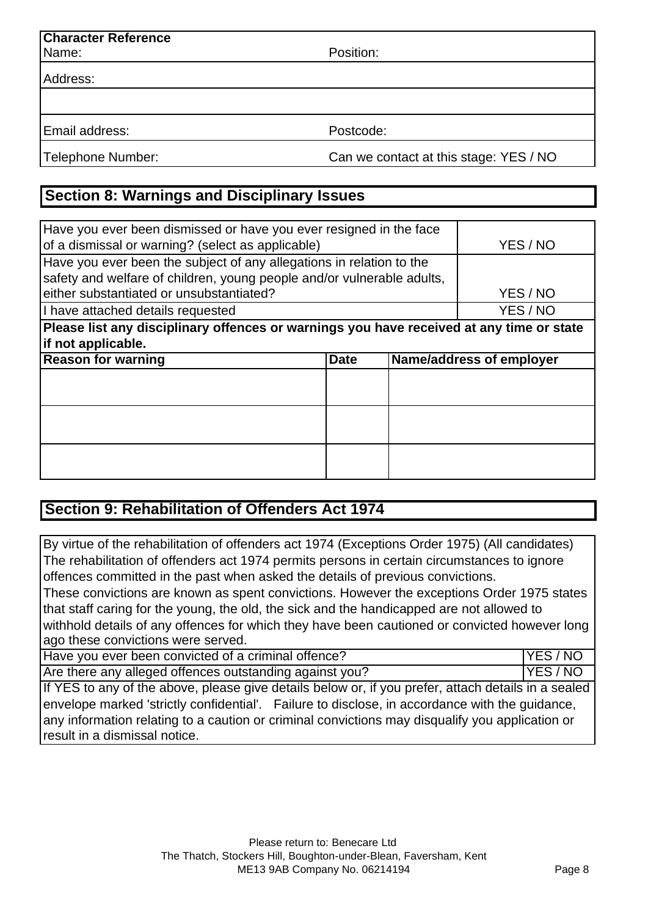| **Character Reference** | |
|---|---|
| Name: | Position: |
| Address: | |
| | |
| Email address: | Postcode: |
| Telephone Number: | Can we contact at this stage: YES / NO |

## Section 8: Warnings and Disciplinary Issues

| | |
|---|---|
| Have you ever been dismissed or have you ever resigned in the face of a dismissal or warning? (select as applicable) | YES / NO |
| Have you ever been the subject of any allegations in relation to the safety and welfare of children, young people and/or vulnerable adults, either substantiated or unsubstantiated? | YES / NO |
| I have attached details requested | YES / NO |

**Please list any disciplinary offences or warnings you have received at any time or state if not applicable.**

| Reason for warning | Date | Name/address of employer |
|---|---|---|
| | | |
| | | |
| | | |

## Section 9: Rehabilitation of Offenders Act 1974

By virtue of the rehabilitation of offenders act 1974 (Exceptions Order 1975) (All candidates) The rehabilitation of offenders act 1974 permits persons in certain circumstances to ignore offences committed in the past when asked the details of previous convictions. These convictions are known as spent convictions. However the exceptions Order 1975 states that staff caring for the young, the old, the sick and the handicapped are not allowed to withhold details of any offences for which they have been cautioned or convicted however long ago these convictions were served.

| | |
|---|---|
| Have you ever been convicted of a criminal offence? | YES / NO |
| Are there any alleged offences outstanding against you? | YES / NO |

If YES to any of the above, please give details below or, if you prefer, attach details in a sealed envelope marked 'strictly confidential'. Failure to disclose, in accordance with the guidance, any information relating to a caution or criminal convictions may disqualify you application or result in a dismissal notice.

Please return to: Benecare Ltd
The Thatch, Stockers Hill, Boughton-under-Blean, Faversham, Kent
ME13 9AB Company No. 06214194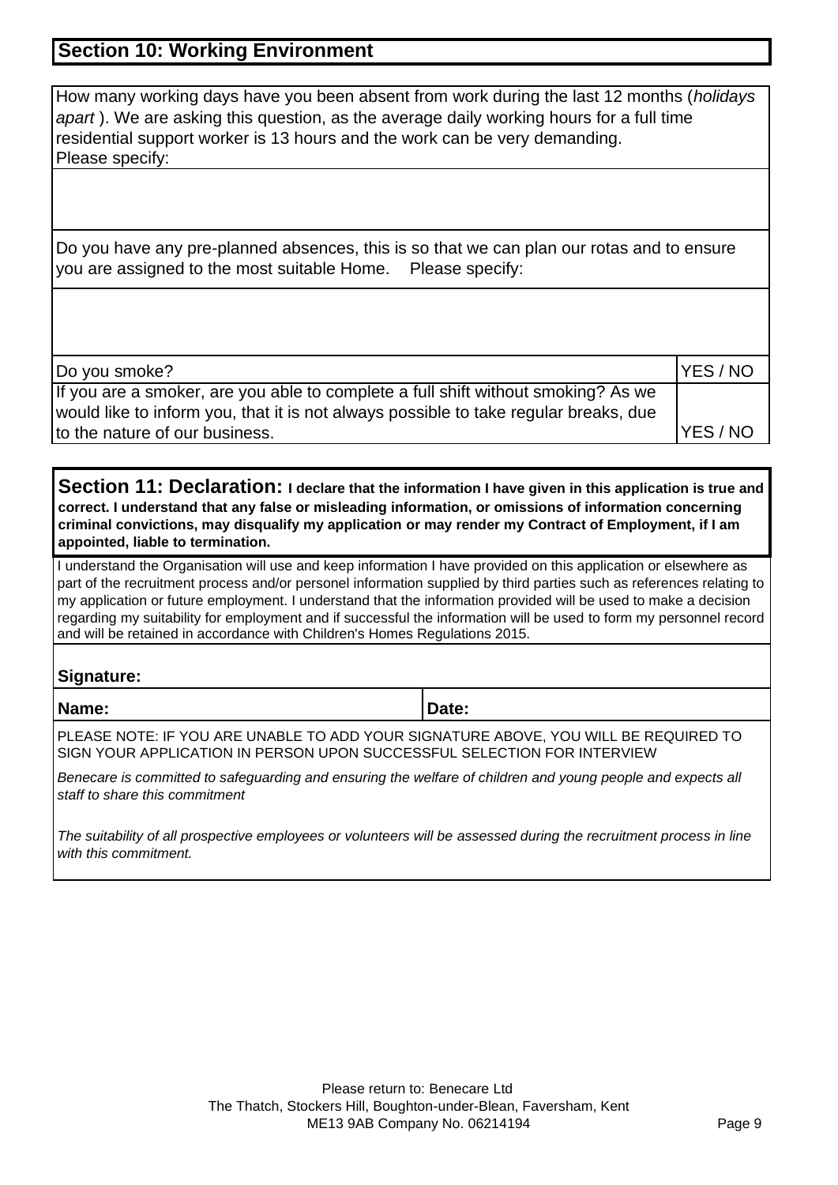## Section 10: Working Environment

How many working days have you been absent from work during the last 12 months (*holidays apart* ). We are asking this question, as the average daily working hours for a full time residential support worker is 13 hours and the work can be very demanding.
Please specify:

Do you have any pre-planned absences, this is so that we can plan our rotas and to ensure you are assigned to the most suitable Home. Please specify:

| | |
|---|---|
| Do you smoke? | YES / NO |
| If you are a smoker, are you able to complete a full shift without smoking? As we would like to inform you, that it is not always possible to take regular breaks, due to the nature of our business. | YES / NO |

## Section 11: Declaration: **I declare that the information I have given in this application is true and correct. I understand that any false or misleading information, or omissions of information concerning criminal convictions, may disqualify my application or may render my Contract of Employment, if I am appointed, liable to termination.**

I understand the Organisation will use and keep information I have provided on this application or elsewhere as part of the recruitment process and/or personel information supplied by third parties such as references relating to my application or future employment. I understand that the information provided will be used to make a decision regarding my suitability for employment and if successful the information will be used to form my personnel record and will be retained in accordance with Children's Homes Regulations 2015.

**Signature:**

| **Name:** | **Date:** |
|---|---|

PLEASE NOTE: IF YOU ARE UNABLE TO ADD YOUR SIGNATURE ABOVE, YOU WILL BE REQUIRED TO SIGN YOUR APPLICATION IN PERSON UPON SUCCESSFUL SELECTION FOR INTERVIEW

*Benecare is committed to safeguarding and ensuring the welfare of children and young people and expects all staff to share this commitment*

*The suitability of all prospective employees or volunteers will be assessed during the recruitment process in line with this commitment.*

Please return to: Benecare Ltd
The Thatch, Stockers Hill, Boughton-under-Blean, Faversham, Kent
ME13 9AB Company No. 06214194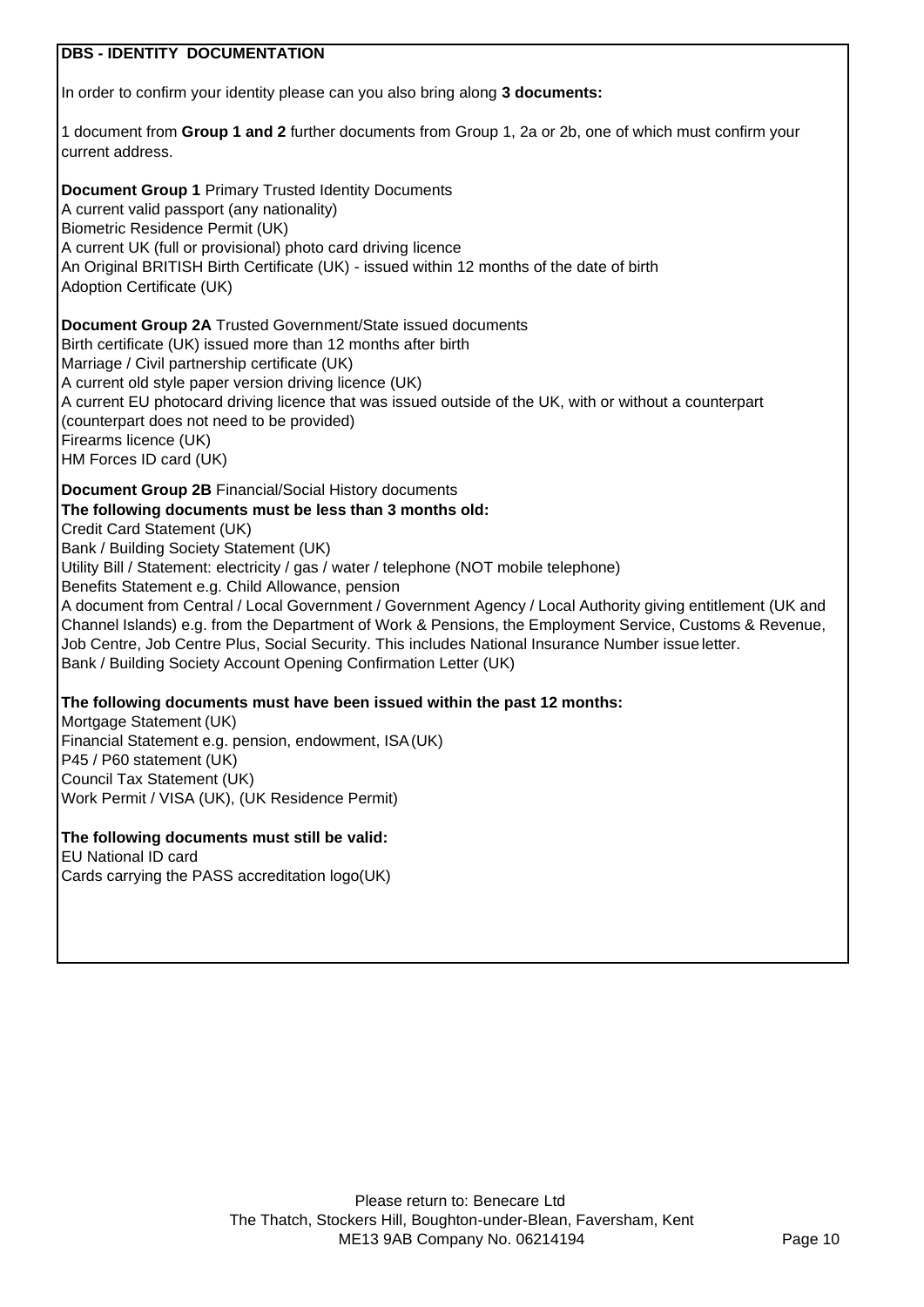## DBS - IDENTITY DOCUMENTATION

In order to confirm your identity please can you also bring along **3 documents:**

1 document from **Group 1 and 2** further documents from Group 1, 2a or 2b, one of which must confirm your current address.

**Document Group 1** Primary Trusted Identity Documents
A current valid passport (any nationality)
Biometric Residence Permit (UK)
A current UK (full or provisional) photo card driving licence
An Original BRITISH Birth Certificate (UK) - issued within 12 months of the date of birth
Adoption Certificate (UK)

**Document Group 2A** Trusted Government/State issued documents
Birth certificate (UK) issued more than 12 months after birth
Marriage / Civil partnership certificate (UK)
A current old style paper version driving licence (UK)
A current EU photocard driving licence that was issued outside of the UK, with or without a counterpart (counterpart does not need to be provided)
Firearms licence (UK)
HM Forces ID card (UK)

**Document Group 2B** Financial/Social History documents
**The following documents must be less than 3 months old:**
Credit Card Statement (UK)
Bank / Building Society Statement (UK)
Utility Bill / Statement: electricity / gas / water / telephone (NOT mobile telephone)
Benefits Statement e.g. Child Allowance, pension
A document from Central / Local Government / Government Agency / Local Authority giving entitlement (UK and Channel Islands) e.g. from the Department of Work & Pensions, the Employment Service, Customs & Revenue, Job Centre, Job Centre Plus, Social Security. This includes National Insurance Number issue letter.
Bank / Building Society Account Opening Confirmation Letter (UK)

**The following documents must have been issued within the past 12 months:**
Mortgage Statement (UK)
Financial Statement e.g. pension, endowment, ISA (UK)
P45 / P60 statement (UK)
Council Tax Statement (UK)
Work Permit / VISA (UK), (UK Residence Permit)

**The following documents must still be valid:**
EU National ID card
Cards carrying the PASS accreditation logo(UK)

Please return to: Benecare Ltd
The Thatch, Stockers Hill, Boughton-under-Blean, Faversham, Kent
ME13 9AB Company No. 06214194